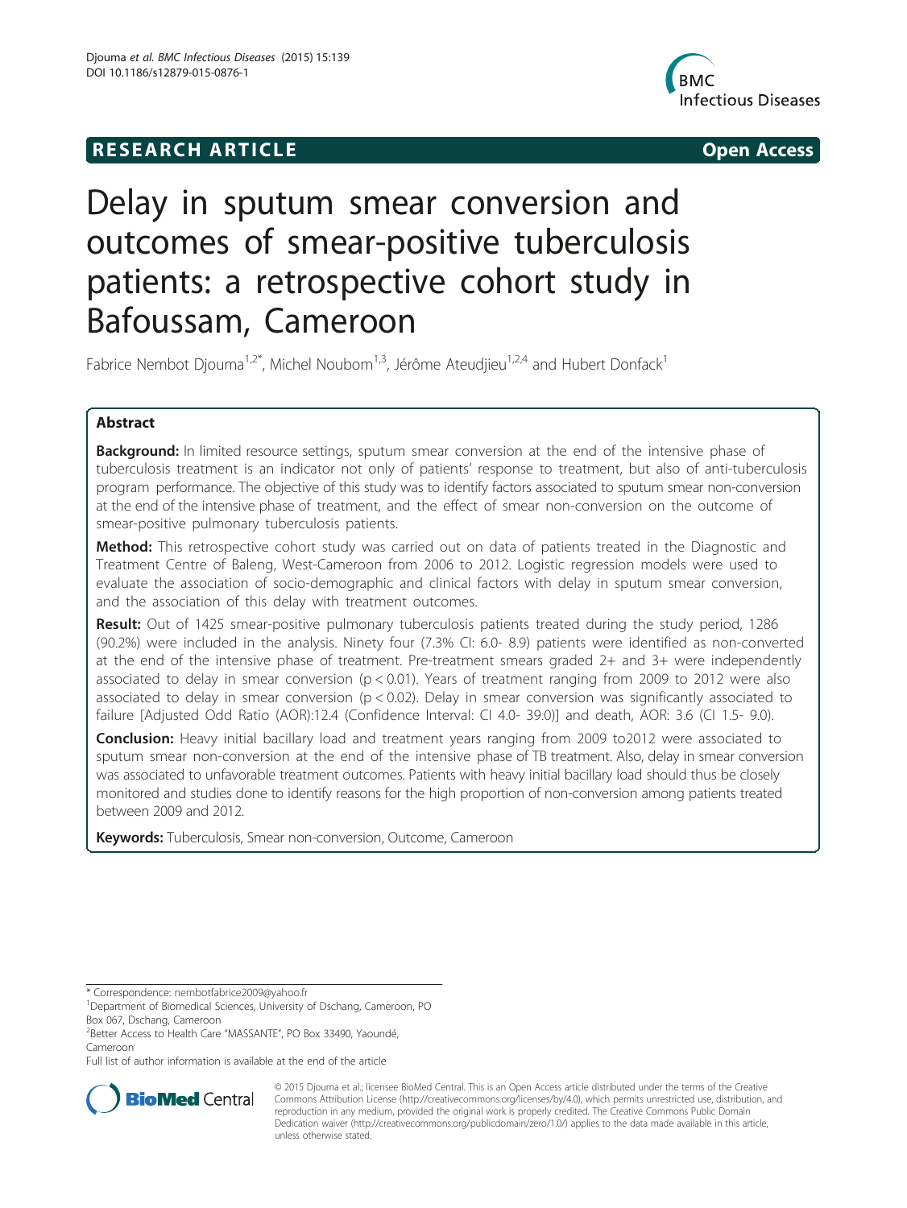RESEARCH ARTICLE Open Access

# Delay in sputum smear conversion and outcomes of smear-positive tuberculosis patients: a retrospective cohort study in Bafoussam, Cameroon

Fabrice Nembot Djouma[1,2*], Michel Noubom[1,3], Jérôme Ateudjieu[1,2,4] and Hubert Donfack[1]

## Abstract

**Background:** In limited resource settings, sputum smear conversion at the end of the intensive phase of tuberculosis treatment is an indicator not only of patients' response to treatment, but also of anti-tuberculosis program performance. The objective of this study was to identify factors associated to sputum smear non-conversion at the end of the intensive phase of treatment, and the effect of smear non-conversion on the outcome of smear-positive pulmonary tuberculosis patients.

**Method:** This retrospective cohort study was carried out on data of patients treated in the Diagnostic and Treatment Centre of Baleng, West-Cameroon from 2006 to 2012. Logistic regression models were used to evaluate the association of socio-demographic and clinical factors with delay in sputum smear conversion, and the association of this delay with treatment outcomes.

**Result:** Out of 1425 smear-positive pulmonary tuberculosis patients treated during the study period, 1286 (90.2%) were included in the analysis. Ninety four (7.3% CI: 6.0- 8.9) patients were identified as non-converted at the end of the intensive phase of treatment. Pre-treatment smears graded 2+ and 3+ were independently associated to delay in sputum smear conversion ($p < 0.01$). Years of treatment ranging from 2009 to 2012 were also associated to delay in smear conversion ($p < 0.02$). Delay in smear conversion was significantly associated to failure [Adjusted Odd Ratio (AOR):12.4 (Confidence Interval: CI 4.0- 39.0)] and death, AOR: 3.6 (CI 1.5- 9.0).

**Conclusion:** Heavy initial bacillary load and treatment years ranging from 2009 to2012 were associated to sputum smear non-conversion at the end of the intensive phase of TB treatment. Also, delay in smear conversion was associated to unfavorable treatment outcomes. Patients with heavy initial bacillary load should thus be closely monitored and studies done to identify reasons for the high proportion of non-conversion among patients treated between 2009 and 2012.

**Keywords:** Tuberculosis, Smear non-conversion, Outcome, Cameroon

\* Correspondence: nembotfabrice2009@yahoo.fr

[1]Department of Biomedical Sciences, University of Dschang, Cameroon, PO Box 067, Dschang, Cameroon

[2]Better Access to Health Care "MASSANTE", PO Box 33490, Yaoundé, Cameroon

Full list of author information is available at the end of the article

© 2015 Djouma et al.; licensee BioMed Central. This is an Open Access article distributed under the terms of the Creative Commons Attribution License (http://creativecommons.org/licenses/by/4.0), which permits unrestricted use, distribution, and reproduction in any medium, provided the original work is properly credited. The Creative Commons Public Domain Dedication waiver (http://creativecommons.org/publicdomain/zero/1.0/) applies to the data made available in this article, unless otherwise stated.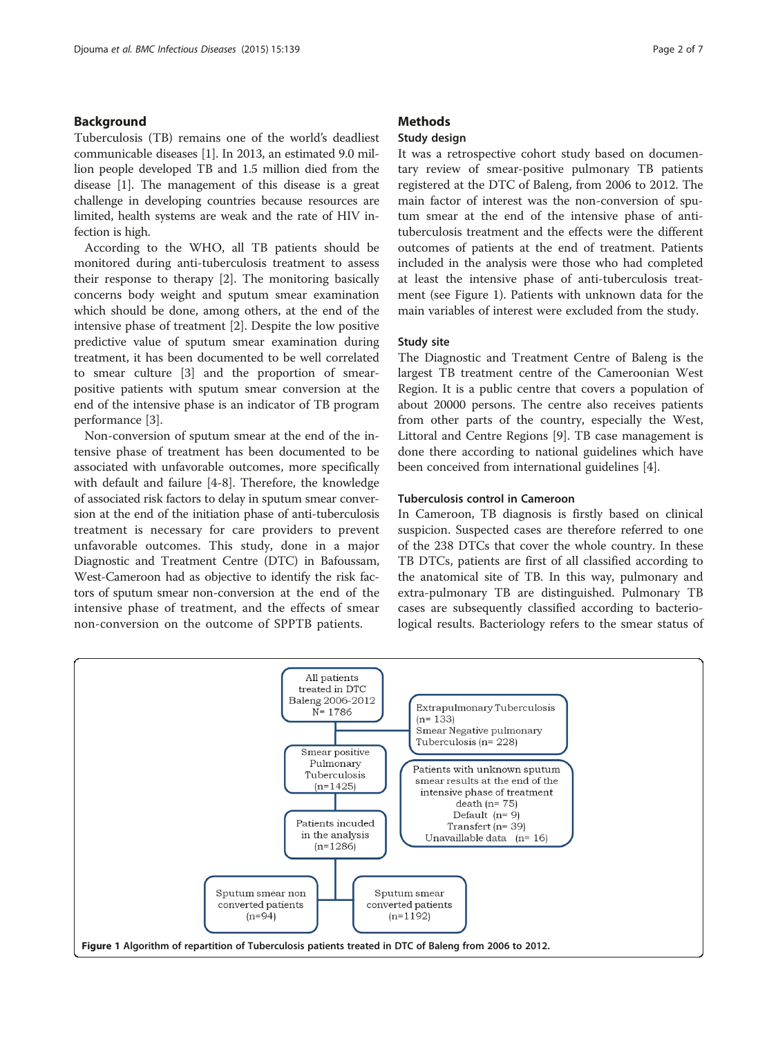## Background

Tuberculosis (TB) remains one of the world's deadliest communicable diseases [1]. In 2013, an estimated 9.0 million people developed TB and 1.5 million died from the disease [1]. The management of this disease is a great challenge in developing countries because resources are limited, health systems are weak and the rate of HIV infection is high.

According to the WHO, all TB patients should be monitored during anti-tuberculosis treatment to assess their response to therapy [2]. The monitoring basically concerns body weight and sputum smear examination which should be done, among others, at the end of the intensive phase of treatment [2]. Despite the low positive predictive value of sputum smear examination during treatment, it has been documented to be well correlated to smear culture [3] and the proportion of smear-positive patients with sputum smear conversion at the end of the intensive phase is an indicator of TB program performance [3].

Non-conversion of sputum smear at the end of the intensive phase of treatment has been documented to be associated with unfavorable outcomes, more specifically with default and failure [4-8]. Therefore, the knowledge of associated risk factors to delay in sputum smear conversion at the end of the initiation phase of anti-tuberculosis treatment is necessary for care providers to prevent unfavorable outcomes. This study, done in a major Diagnostic and Treatment Centre (DTC) in Bafoussam, West-Cameroon had as objective to identify the risk factors of sputum smear non-conversion at the end of the intensive phase of treatment, and the effects of smear non-conversion on the outcome of SPPTB patients.

## Methods

### Study design

It was a retrospective cohort study based on documentary review of smear-positive pulmonary TB patients registered at the DTC of Baleng, from 2006 to 2012. The main factor of interest was the non-conversion of sputum smear at the end of the intensive phase of anti-tuberculosis treatment and the effects were the different outcomes of patients at the end of treatment. Patients included in the analysis were those who had completed at least the intensive phase of anti-tuberculosis treatment (see Figure 1). Patients with unknown data for the main variables of interest were excluded from the study.

### Study site

The Diagnostic and Treatment Centre of Baleng is the largest TB treatment centre of the Cameroonian West Region. It is a public centre that covers a population of about 20000 persons. The centre also receives patients from other parts of the country, especially the West, Littoral and Centre Regions [9]. TB case management is done there according to national guidelines which have been conceived from international guidelines [4].

### Tuberculosis control in Cameroon

In Cameroon, TB diagnosis is firstly based on clinical suspicion. Suspected cases are therefore referred to one of the 238 DTCs that cover the whole country. In these TB DTCs, patients are first of all classified according to the anatomical site of TB. In this way, pulmonary and extra-pulmonary TB are distinguished. Pulmonary TB cases are subsequently classified according to bacteriological results. Bacteriology refers to the smear status of

All patients treated in DTC Baleng 2006-2012 N= 1786

Extrapulmonary Tuberculosis (n= 133)
Smear Negative pulmonary Tuberculosis (n= 228)

Smear positive Pulmonary Tuberculosis (n=1425)

Patients with unknown sputum smear results at the end of the intensive phase of treatment
death (n= 75)
Default (n= 9)
Transfert (n= 39)
Unavaillable data (n= 16)

Patients incuded in the analysis (n=1286)

Sputum smear non converted patients (n=94)

Sputum smear converted patients (n=1192)

**Figure 1** Algorithm of repartition of Tuberculosis patients treated in DTC of Baleng from 2006 to 2012.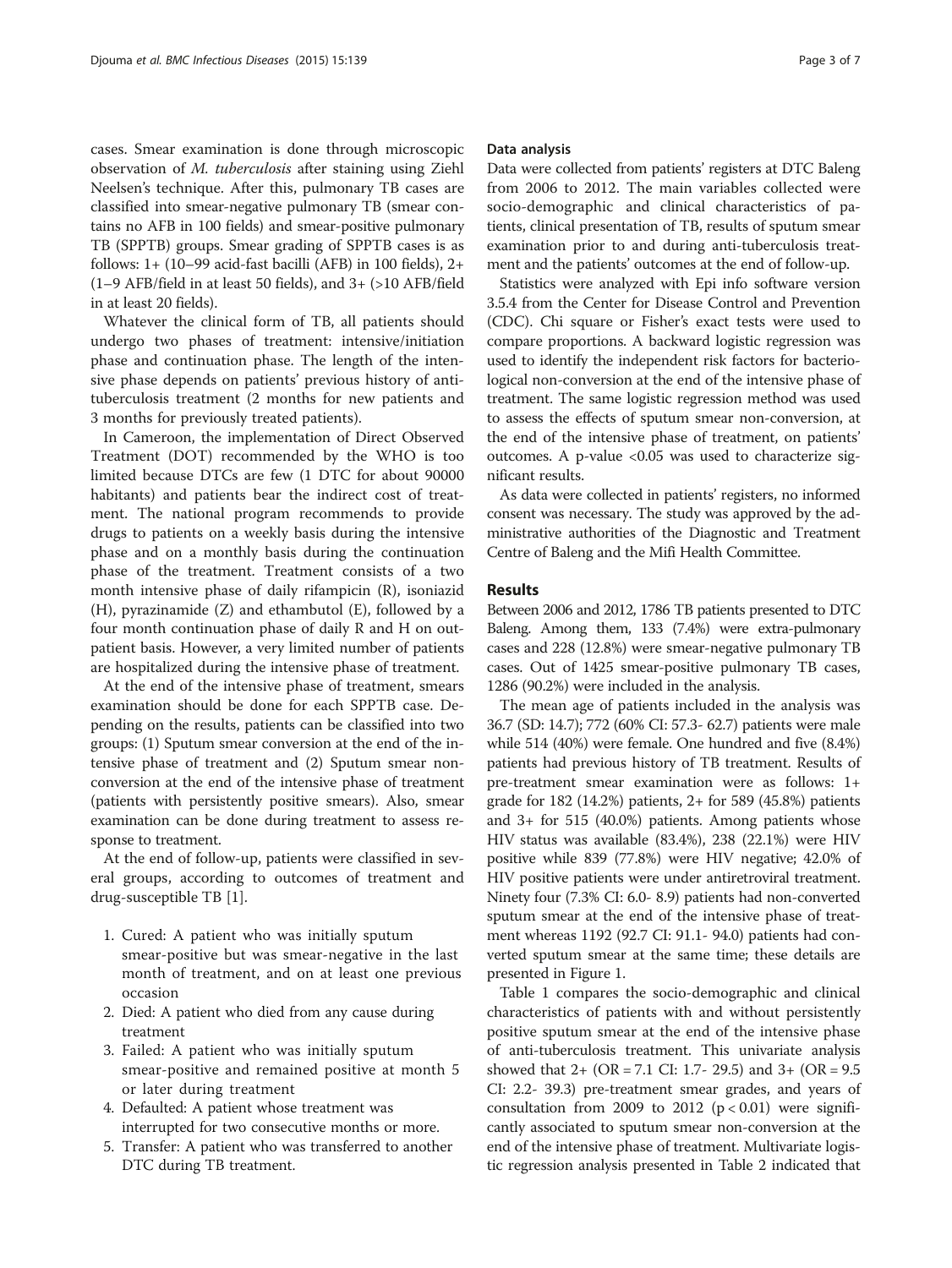cases. Smear examination is done through microscopic observation of *M. tuberculosis* after staining using Ziehl Neelsen's technique. After this, pulmonary TB cases are classified into smear-negative pulmonary TB (smear contains no AFB in 100 fields) and smear-positive pulmonary TB (SPPTB) groups. Smear grading of SPPTB cases is as follows: 1+ (10–99 acid-fast bacilli (AFB) in 100 fields), 2+ (1–9 AFB/field in at least 50 fields), and 3+ (>10 AFB/field in at least 20 fields).

Whatever the clinical form of TB, all patients should undergo two phases of treatment: intensive/initiation phase and continuation phase. The length of the intensive phase depends on patients' previous history of anti-tuberculosis treatment (2 months for new patients and 3 months for previously treated patients).

In Cameroon, the implementation of Direct Observed Treatment (DOT) recommended by the WHO is too limited because DTCs are few (1 DTC for about 90000 habitants) and patients bear the indirect cost of treatment. The national program recommends to provide drugs to patients on a weekly basis during the intensive phase and on a monthly basis during the continuation phase of the treatment. Treatment consists of a two month intensive phase of daily rifampicin (R), isoniazid (H), pyrazinamide (Z) and ethambutol (E), followed by a four month continuation phase of daily R and H on outpatient basis. However, a very limited number of patients are hospitalized during the intensive phase of treatment.

At the end of the intensive phase of treatment, smears examination should be done for each SPPTB case. Depending on the results, patients can be classified into two groups: (1) Sputum smear conversion at the end of the intensive phase of treatment and (2) Sputum smear non-conversion at the end of the intensive phase of treatment (patients with persistently positive smears). Also, smear examination can be done during treatment to assess response to treatment.

At the end of follow-up, patients were classified in several groups, according to outcomes of treatment and drug-susceptible TB [1].

1. Cured: A patient who was initially sputum smear-positive but was smear-negative in the last month of treatment, and on at least one previous occasion
2. Died: A patient who died from any cause during treatment
3. Failed: A patient who was initially sputum smear-positive and remained positive at month 5 or later during treatment
4. Defaulted: A patient whose treatment was interrupted for two consecutive months or more.
5. Transfer: A patient who was transferred to another DTC during TB treatment.

### Data analysis

Data were collected from patients' registers at DTC Baleng from 2006 to 2012. The main variables collected were socio-demographic and clinical characteristics of patients, clinical presentation of TB, results of sputum smear examination prior to and during anti-tuberculosis treatment and the patients' outcomes at the end of follow-up.

Statistics were analyzed with Epi info software version 3.5.4 from the Center for Disease Control and Prevention (CDC). Chi square or Fisher's exact tests were used to compare proportions. A backward logistic regression was used to identify the independent risk factors for bacteriological non-conversion at the end of the intensive phase of treatment. The same logistic regression method was used to assess the effects of sputum smear non-conversion, at the end of the intensive phase of treatment, on patients' outcomes. A p-value $<0.05$ was used to characterize significant results.

As data were collected in patients' registers, no informed consent was necessary. The study was approved by the administrative authorities of the Diagnostic and Treatment Centre of Baleng and the Mifi Health Committee.

## Results

Between 2006 and 2012, 1786 TB patients presented to DTC Baleng. Among them, 133 (7.4%) were extra-pulmonary cases and 228 (12.8%) were smear-negative pulmonary TB cases. Out of 1425 smear-positive pulmonary TB cases, 1286 (90.2%) were included in the analysis.

The mean age of patients included in the analysis was 36.7 (SD: 14.7); 772 (60% CI: 57.3- 62.7) patients were male while 514 (40%) were female. One hundred and five (8.4%) patients had previous history of TB treatment. Results of pre-treatment smear examination were as follows: 1+ grade for 182 (14.2%) patients, 2+ for 589 (45.8%) patients and 3+ for 515 (40.0%) patients. Among patients whose HIV status was available (83.4%), 238 (22.1%) were HIV positive while 839 (77.8%) were HIV negative; 42.0% of HIV positive patients were under antiretroviral treatment. Ninety four (7.3% CI: 6.0- 8.9) patients had non-converted sputum smear at the end of the intensive phase of treatment whereas 1192 (92.7 CI: 91.1- 94.0) patients had converted sputum smear at the same time; these details are presented in Figure 1.

Table 1 compares the socio-demographic and clinical characteristics of patients with and without persistently positive sputum smear at the end of the intensive phase of anti-tuberculosis treatment. This univariate analysis showed that 2+ (OR = 7.1 CI: 1.7- 29.5) and 3+ (OR = 9.5 CI: 2.2- 39.3) pre-treatment smear grades, and years of consultation from 2009 to 2012 ($p < 0.01$) were significantly associated to sputum smear non-conversion at the end of the intensive phase of treatment. Multivariate logistic regression analysis presented in Table 2 indicated that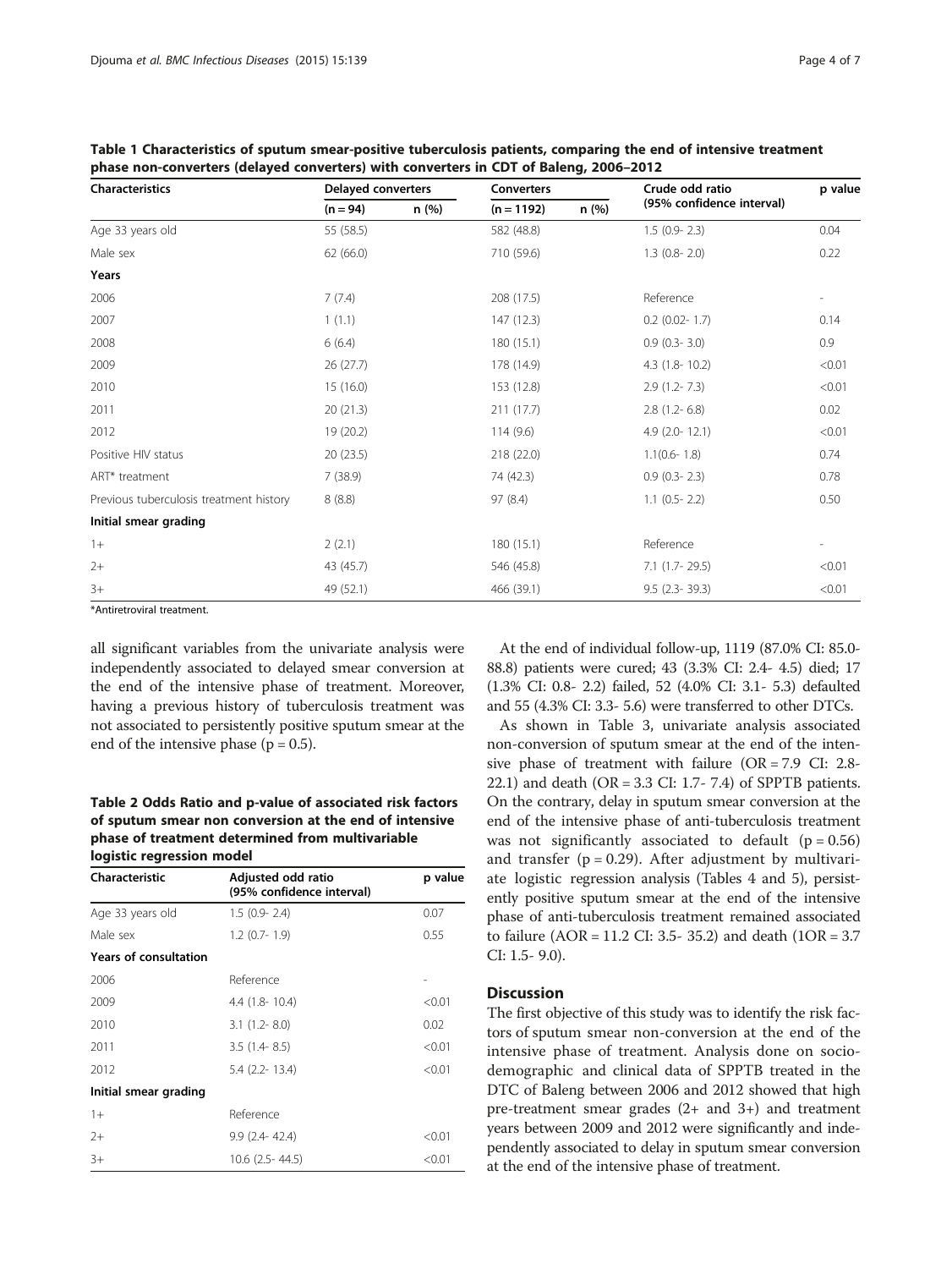**Table 1 Characteristics of sputum smear-positive tuberculosis patients, comparing the end of intensive treatment phase non-converters (delayed converters) with converters in CDT of Baleng, 2006–2012**

| Characteristics | Delayed converters | | Converters | | Crude odd ratio (95% confidence interval) | p value |
|---|---|---|---|---|---|---|
| | (n = 94) | n (%) | (n = 1192) | n (%) | | |
| Age 33 years old | 55 (58.5) | | 582 (48.8) | | 1.5 (0.9- 2.3) | 0.04 |
| Male sex | 62 (66.0) | | 710 (59.6) | | 1.3 (0.8- 2.0) | 0.22 |
| **Years** | | | | | | |
| 2006 | 7 (7.4) | | 208 (17.5) | | Reference | - |
| 2007 | 1 (1.1) | | 147 (12.3) | | 0.2 (0.02- 1.7) | 0.14 |
| 2008 | 6 (6.4) | | 180 (15.1) | | 0.9 (0.3- 3.0) | 0.9 |
| 2009 | 26 (27.7) | | 178 (14.9) | | 4.3 (1.8- 10.2) | <0.01 |
| 2010 | 15 (16.0) | | 153 (12.8) | | 2.9 (1.2- 7.3) | <0.01 |
| 2011 | 20 (21.3) | | 211 (17.7) | | 2.8 (1.2- 6.8) | 0.02 |
| 2012 | 19 (20.2) | | 114 (9.6) | | 4.9 (2.0- 12.1) | <0.01 |
| Positive HIV status | 20 (23.5) | | 218 (22.0) | | 1.1(0.6- 1.8) | 0.74 |
| ART* treatment | 7 (38.9) | | 74 (42.3) | | 0.9 (0.3- 2.3) | 0.78 |
| Previous tuberculosis treatment history | 8 (8.8) | | 97 (8.4) | | 1.1 (0.5- 2.2) | 0.50 |
| **Initial smear grading** | | | | | | |
| 1+ | 2 (2.1) | | 180 (15.1) | | Reference | - |
| 2+ | 43 (45.7) | | 546 (45.8) | | 7.1 (1.7- 29.5) | <0.01 |
| 3+ | 49 (52.1) | | 466 (39.1) | | 9.5 (2.3- 39.3) | <0.01 |

*Antiretroviral treatment.

all significant variables from the univariate analysis were independently associated to delayed smear conversion at the end of the intensive phase of treatment. Moreover, having a previous history of tuberculosis treatment was not associated to persistently positive sputum smear at the end of the intensive phase (p = 0.5).

**Table 2 Odds Ratio and p-value of associated risk factors of sputum smear non conversion at the end of intensive phase of treatment determined from multivariable logistic regression model**

| Characteristic | Adjusted odd ratio (95% confidence interval) | p value |
|---|---|---|
| Age 33 years old | 1.5 (0.9- 2.4) | 0.07 |
| Male sex | 1.2 (0.7- 1.9) | 0.55 |
| **Years of consultation** | | |
| 2006 | Reference | - |
| 2009 | 4.4 (1.8- 10.4) | <0.01 |
| 2010 | 3.1 (1.2- 8.0) | 0.02 |
| 2011 | 3.5 (1.4- 8.5) | <0.01 |
| 2012 | 5.4 (2.2- 13.4) | <0.01 |
| **Initial smear grading** | | |
| 1+ | Reference | |
| 2+ | 9.9 (2.4- 42.4) | <0.01 |
| 3+ | 10.6 (2.5- 44.5) | <0.01 |

At the end of individual follow-up, 1119 (87.0% CI: 85.0-88.8) patients were cured; 43 (3.3% CI: 2.4- 4.5) died; 17 (1.3% CI: 0.8- 2.2) failed, 52 (4.0% CI: 3.1- 5.3) defaulted and 55 (4.3% CI: 3.3- 5.6) were transferred to other DTCs.

As shown in Table 3, univariate analysis associated non-conversion of sputum smear at the end of the intensive phase of treatment with failure (OR = 7.9 CI: 2.8-22.1) and death (OR = 3.3 CI: 1.7- 7.4) of SPPTB patients. On the contrary, delay in sputum smear conversion at the end of the intensive phase of anti-tuberculosis treatment was not significantly associated to default (p = 0.56) and transfer (p = 0.29). After adjustment by multivariate logistic regression analysis (Tables 4 and 5), persistently positive sputum smear at the end of the intensive phase of anti-tuberculosis treatment remained associated to failure (AOR = 11.2 CI: 3.5- 35.2) and death (1OR = 3.7 CI: 1.5- 9.0).

## Discussion

The first objective of this study was to identify the risk factors of sputum smear non-conversion at the end of the intensive phase of treatment. Analysis done on socio-demographic and clinical data of SPPTB treated in the DTC of Baleng between 2006 and 2012 showed that high pre-treatment smear grades (2+ and 3+) and treatment years between 2009 and 2012 were significantly and independently associated to delay in sputum smear conversion at the end of the intensive phase of treatment.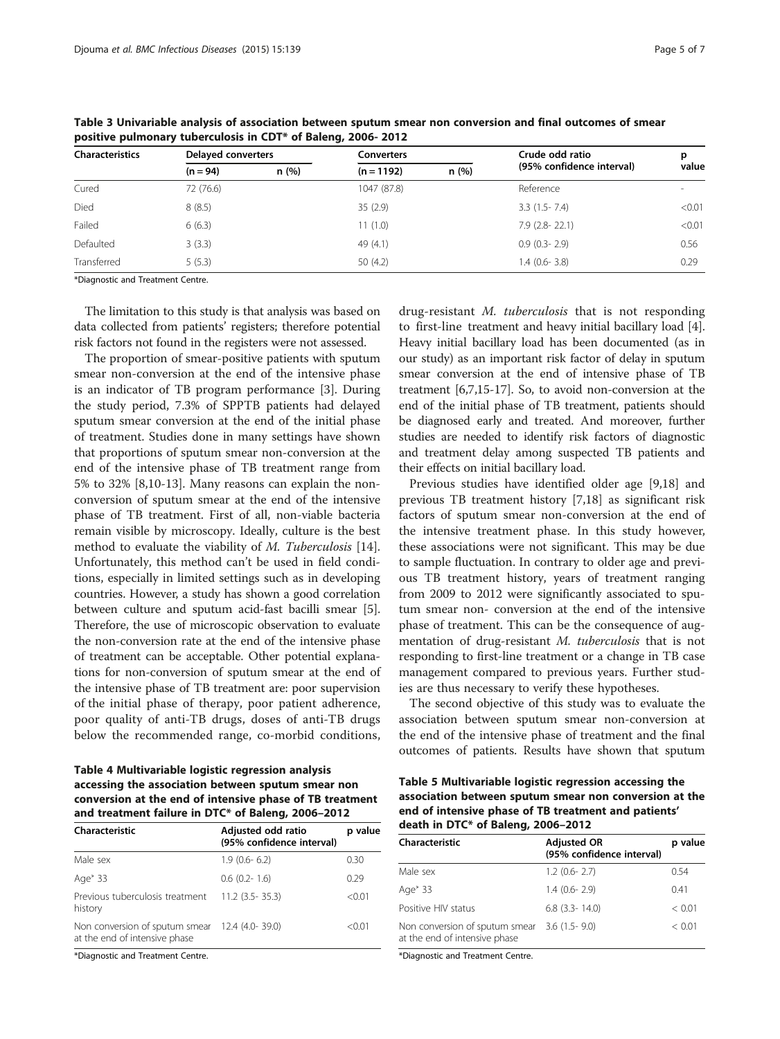**Table 3 Univariable analysis of association between sputum smear non conversion and final outcomes of smear positive pulmonary tuberculosis in CDT* of Baleng, 2006- 2012**

| Characteristics | Delayed converters | | Converters | | Crude odd ratio (95% confidence interval) | p value |
|---|---|---|---|---|---|---|
| | (n = 94) | n (%) | (n = 1192) | n (%) | | |
| Cured | 72 (76.6) | | 1047 (87.8) | | Reference | - |
| Died | 8 (8.5) | | 35 (2.9) | | 3.3 (1.5- 7.4) | <0.01 |
| Failed | 6 (6.3) | | 11 (1.0) | | 7.9 (2.8- 22.1) | <0.01 |
| Defaulted | 3 (3.3) | | 49 (4.1) | | 0.9 (0.3- 2.9) | 0.56 |
| Transferred | 5 (5.3) | | 50 (4.2) | | 1.4 (0.6- 3.8) | 0.29 |

*Diagnostic and Treatment Centre.

The limitation to this study is that analysis was based on data collected from patients' registers; therefore potential risk factors not found in the registers were not assessed.

The proportion of smear-positive patients with sputum smear non-conversion at the end of the intensive phase is an indicator of TB program performance [3]. During the study period, 7.3% of SPPTB patients had delayed sputum smear conversion at the end of the initial phase of treatment. Studies done in many settings have shown that proportions of sputum smear non-conversion at the end of the intensive phase of TB treatment range from 5% to 32% [8,10-13]. Many reasons can explain the non-conversion of sputum smear at the end of the intensive phase of TB treatment. First of all, non-viable bacteria remain visible by microscopy. Ideally, culture is the best method to evaluate the viability of *M. Tuberculosis* [14]. Unfortunately, this method can't be used in field conditions, especially in limited settings such as in developing countries. However, a study has shown a good correlation between culture and sputum acid-fast bacilli smear [5]. Therefore, the use of microscopic observation to evaluate the non-conversion rate at the end of the intensive phase of treatment can be acceptable. Other potential explanations for non-conversion of sputum smear at the end of the intensive phase of TB treatment are: poor supervision of the initial phase of therapy, poor patient adherence, poor quality of anti-TB drugs, doses of anti-TB drugs below the recommended range, co-morbid conditions, drug-resistant *M. tuberculosis* that is not responding to first-line treatment and heavy initial bacillary load [4]. Heavy initial bacillary load has been documented (as in our study) as an important risk factor of delay in sputum smear conversion at the end of intensive phase of TB treatment [6,7,15-17]. So, to avoid non-conversion at the end of the initial phase of TB treatment, patients should be diagnosed early and treated. And moreover, further studies are needed to identify risk factors of diagnostic and treatment delay among suspected TB patients and their effects on initial bacillary load.

Previous studies have identified older age [9,18] and previous TB treatment history [7,18] as significant risk factors of sputum smear non-conversion at the end of the intensive treatment phase. In this study however, these associations were not significant. This may be due to sample fluctuation. In contrary to older age and previous TB treatment history, years of treatment ranging from 2009 to 2012 were significantly associated to sputum smear non- conversion at the end of the intensive phase of treatment. This can be the consequence of augmentation of drug-resistant *M. tuberculosis* that is not responding to first-line treatment or a change in TB case management compared to previous years. Further studies are thus necessary to verify these hypotheses.

The second objective of this study was to evaluate the association between sputum smear non-conversion at the end of the intensive phase of treatment and the final outcomes of patients. Results have shown that sputum

**Table 4 Multivariable logistic regression analysis accessing the association between sputum smear non conversion at the end of intensive phase of TB treatment and treatment failure in DTC* of Baleng, 2006–2012**

| Characteristic | Adjusted odd ratio (95% confidence interval) | p value |
|---|---|---|
| Male sex | 1.9 (0.6- 6.2) | 0.30 |
| Age˃ 33 | 0.6 (0.2- 1.6) | 0.29 |
| Previous tuberculosis treatment history | 11.2 (3.5- 35.3) | <0.01 |
| Non conversion of sputum smear at the end of intensive phase | 12.4 (4.0- 39.0) | <0.01 |

*Diagnostic and Treatment Centre.

**Table 5 Multivariable logistic regression accessing the association between sputum smear non conversion at the end of intensive phase of TB treatment and patients' death in DTC* of Baleng, 2006–2012**

| Characteristic | Adjusted OR (95% confidence interval) | p value |
|---|---|---|
| Male sex | 1.2 (0.6- 2.7) | 0.54 |
| Age˃ 33 | 1.4 (0.6- 2.9) | 0.41 |
| Positive HIV status | 6.8 (3.3- 14.0) | < 0.01 |
| Non conversion of sputum smear at the end of intensive phase | 3.6 (1.5- 9.0) | < 0.01 |

*Diagnostic and Treatment Centre.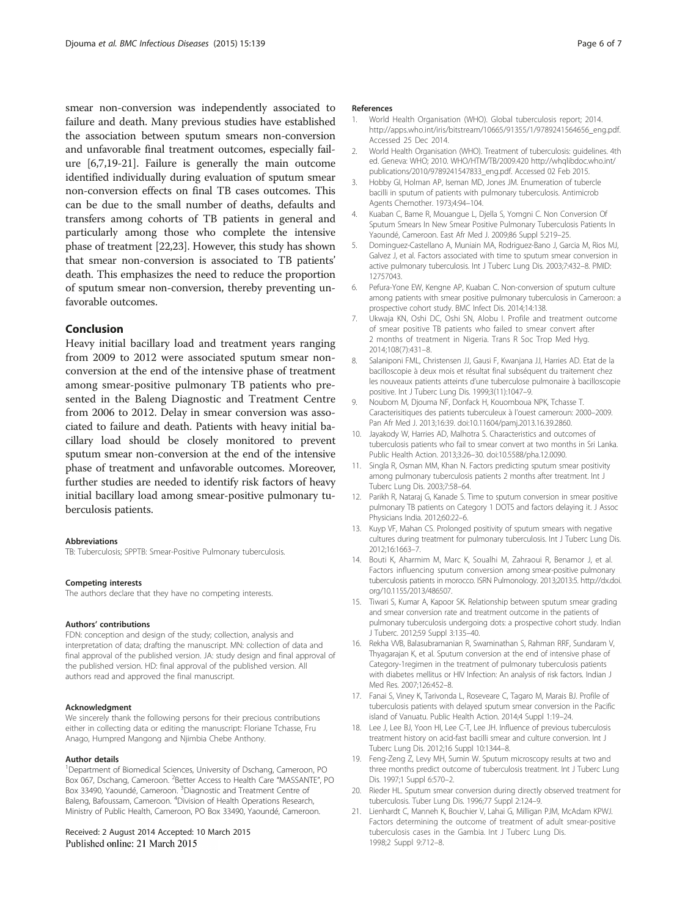smear non-conversion was independently associated to failure and death. Many previous studies have established the association between sputum smears non-conversion and unfavorable final treatment outcomes, especially failure [6,7,19-21]. Failure is generally the main outcome identified individually during evaluation of sputum smear non-conversion effects on final TB cases outcomes. This can be due to the small number of deaths, defaults and transfers among cohorts of TB patients in general and particularly among those who complete the intensive phase of treatment [22,23]. However, this study has shown that smear non-conversion is associated to TB patients' death. This emphasizes the need to reduce the proportion of sputum smear non-conversion, thereby preventing unfavorable outcomes.

## Conclusion

Heavy initial bacillary load and treatment years ranging from 2009 to 2012 were associated sputum smear non-conversion at the end of the intensive phase of treatment among smear-positive pulmonary TB patients who presented in the Baleng Diagnostic and Treatment Centre from 2006 to 2012. Delay in smear conversion was associated to failure and death. Patients with heavy initial bacillary load should be closely monitored to prevent sputum smear non-conversion at the end of the intensive phase of treatment and unfavorable outcomes. Moreover, further studies are needed to identify risk factors of heavy initial bacillary load among smear-positive pulmonary tuberculosis patients.

#### Abbreviations

TB: Tuberculosis; SPPTB: Smear-Positive Pulmonary tuberculosis.

#### Competing interests

The authors declare that they have no competing interests.

#### Authors' contributions

FDN: conception and design of the study; collection, analysis and interpretation of data; drafting the manuscript. MN: collection of data and final approval of the published version. JA: study design and final approval of the published version. HD: final approval of the published version. All authors read and approved the final manuscript.

#### Acknowledgment

We sincerely thank the following persons for their precious contributions either in collecting data or editing the manuscript: Floriane Tchasse, Fru Anago, Humpred Mangong and Njimbia Chebe Anthony.

#### Author details

[1]Department of Biomedical Sciences, University of Dschang, Cameroon, PO Box 067, Dschang, Cameroon. [2]Better Access to Health Care "MASSANTE", PO Box 33490, Yaoundé, Cameroon. [3]Diagnostic and Treatment Centre of Baleng, Bafoussam, Cameroon. [4]Division of Health Operations Research, Ministry of Public Health, Cameroon, PO Box 33490, Yaoundé, Cameroon.

Received: 2 August 2014 Accepted: 10 March 2015
Published online: 21 March 2015

#### References

1. World Health Organisation (WHO). Global tuberculosis report; 2014. http://apps.who.int/iris/bitstream/10665/91355/1/9789241564656_eng.pdf. Accessed 25 Dec 2014.
2. World Health Organisation (WHO). Treatment of tuberculosis: guidelines. 4th ed. Geneva: WHO; 2010. WHO/HTM/TB/2009.420 http://whqlibdoc.who.int/publications/2010/9789241547833_eng.pdf. Accessed 02 Feb 2015.
3. Hobby GI, Holman AP, Iseman MD, Jones JM. Enumeration of tubercle bacilli in sputum of patients with pulmonary tuberculosis. Antimicrob Agents Chemother. 1973;4:94–104.
4. Kuaban C, Bame R, Mouangue L, Djella S, Yomgni C. Non Conversion Of Sputum Smears In New Smear Positive Pulmonary Tuberculosis Patients In Yaoundé, Cameroon. East Afr Med J. 2009;86 Suppl 5:219–25.
5. Dominguez-Castellano A, Muniain MA, Rodriguez-Bano J, Garcia M, Rios MJ, Galvez J, et al. Factors associated with time to sputum smear conversion in active pulmonary tuberculosis. Int J Tuberc Lung Dis. 2003;7:432–8. PMID: 12757043.
6. Pefura-Yone EW, Kengne AP, Kuaban C. Non-conversion of sputum culture among patients with smear positive pulmonary tuberculosis in Cameroon: a prospective cohort study. BMC Infect Dis. 2014;14:138.
7. Ukwaja KN, Oshi DC, Oshi SN, Alobu I. Profile and treatment outcome of smear positive TB patients who failed to smear convert after 2 months of treatment in Nigeria. Trans R Soc Trop Med Hyg. 2014;108(7):431–8.
8. Salaniponi FML, Christensen JJ, Gausi F, Kwanjana JJ, Harries AD. Etat de la bacilloscopie à deux mois et résultat final subséquent du traitement chez les nouveaux patients atteints d'une tuberculose pulmonaire à bacilloscopie positive. Int J Tuberc Lung Dis. 1999;3(11):1047–9.
9. Noubom M, Djouma NF, Donfack H, Kouomboua NPK, Tchasse T. Caracterisitiques des patients tuberculeux à l'ouest cameroun: 2000–2009. Pan Afr Med J. 2013;16:39. doi:10.11604/pamj.2013.16.39.2860.
10. Jayakody W, Harries AD, Malhotra S. Characteristics and outcomes of tuberculosis patients who fail to smear convert at two months in Sri Lanka. Public Health Action. 2013;3:26–30. doi:10.5588/pha.12.0090.
11. Singla R, Osman MM, Khan N. Factors predicting sputum smear positivity among pulmonary tuberculosis patients 2 months after treatment. Int J Tuberc Lung Dis. 2003;7:58–64.
12. Parikh R, Nataraj G, Kanade S. Time to sputum conversion in smear positive pulmonary TB patients on Category 1 DOTS and factors delaying it. J Assoc Physicians India. 2012;60:22–6.
13. Kuyp VF, Mahan CS. Prolonged positivity of sputum smears with negative cultures during treatment for pulmonary tuberculosis. Int J Tuberc Lung Dis. 2012;16:1663–7.
14. Bouti K, Aharmim M, Marc K, Soualhi M, Zahraoui R, Benamor J, et al. Factors influencing sputum conversion among smear-positive pulmonary tuberculosis patients in morocco. ISRN Pulmonology. 2013;2013:5. http://dx.doi.org/10.1155/2013/486507.
15. Tiwari S, Kumar A, Kapoor SK. Relationship between sputum smear grading and smear conversion rate and treatment outcome in the patients of pulmonary tuberculosis undergoing dots: a prospective cohort study. Indian J Tuberc. 2012;59 Suppl 3:135–40.
16. Rekha VVB, Balasubramanian R, Swaminathan S, Rahman RRF, Sundaram V, Thyagarajan K, et al. Sputum conversion at the end of intensive phase of Category-1regimen in the treatment of pulmonary tuberculosis patients with diabetes mellitus or HIV Infection: An analysis of risk factors. Indian J Med Res. 2007;126:452–8.
17. Fanai S, Viney K, Tarivonda L, Roseveare C, Tagaro M, Marais BJ. Profile of tuberculosis patients with delayed sputum smear conversion in the Pacific island of Vanuatu. Public Health Action. 2014;4 Suppl 1:19–24.
18. Lee J, Lee BJ, Yoon HI, Lee C-T, Lee JH. Influence of previous tuberculosis treatment history on acid-fast bacilli smear and culture conversion. Int J Tuberc Lung Dis. 2012;16 Suppl 10:1344–8.
19. Feng-Zeng Z, Levy MH, Sumin W. Sputum microscopy results at two and three months predict outcome of tuberculosis treatment. Int J Tuberc Lung Dis. 1997;1 Suppl 6:570–2.
20. Rieder HL. Sputum smear conversion during directly observed treatment for tuberculosis. Tuber Lung Dis. 1996;77 Suppl 2:124–9.
21. Lienhardt C, Manneh K, Bouchier V, Lahai G, Milligan PJM, McAdam KPWJ. Factors determining the outcome of treatment of adult smear-positive tuberculosis cases in the Gambia. Int J Tuberc Lung Dis. 1998;2 Suppl 9:712–8.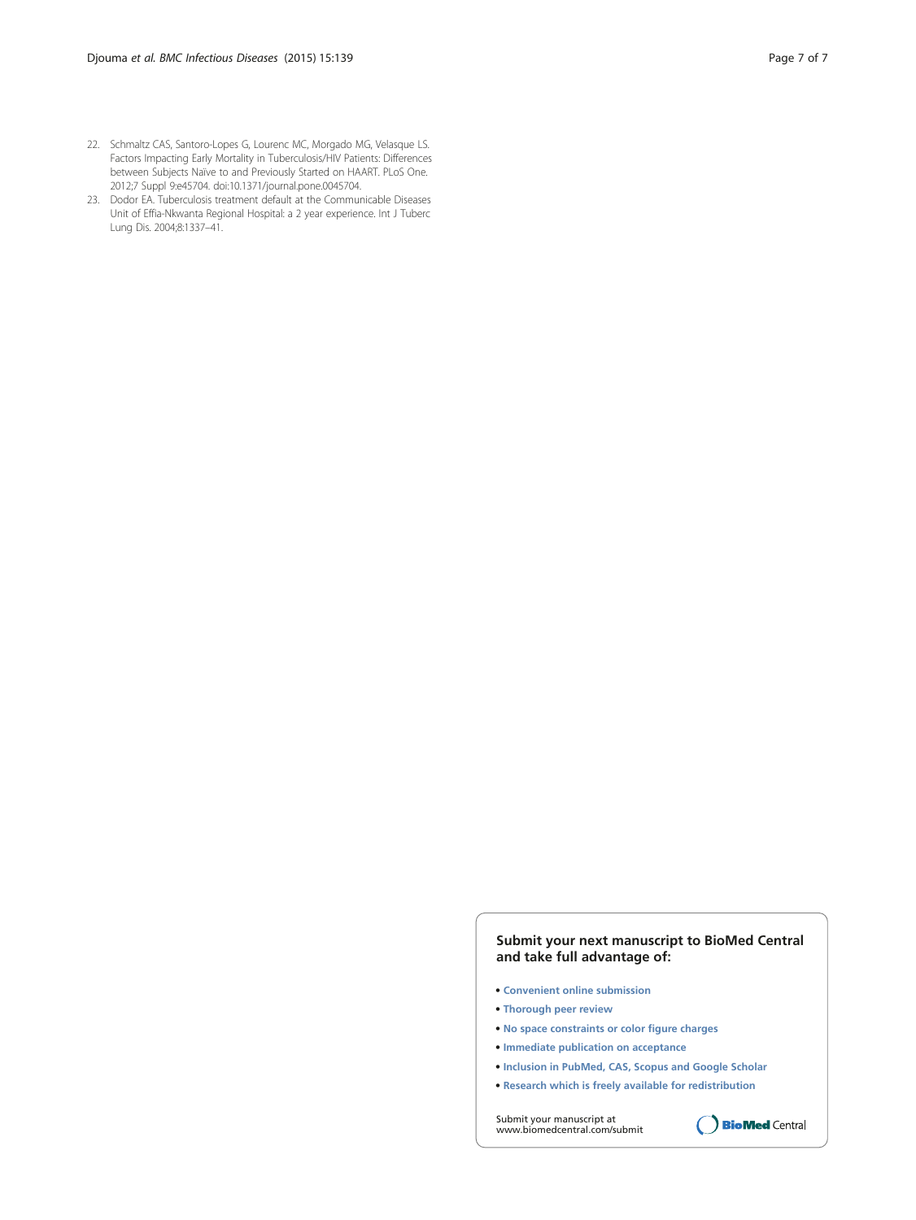22. Schmaltz CAS, Santoro-Lopes G, Lourenc MC, Morgado MG, Velasque LS. Factors Impacting Early Mortality in Tuberculosis/HIV Patients: Differences between Subjects Naïve to and Previously Started on HAART. PLoS One. 2012;7 Suppl 9:e45704. doi:10.1371/journal.pone.0045704.
23. Dodor EA. Tuberculosis treatment default at the Communicable Diseases Unit of Effia-Nkwanta Regional Hospital: a 2 year experience. Int J Tuberc Lung Dis. 2004;8:1337–41.

**Submit your next manuscript to BioMed Central and take full advantage of:**

- **Convenient online submission**
- **Thorough peer review**
- **No space constraints or color figure charges**
- **Immediate publication on acceptance**
- **Inclusion in PubMed, CAS, Scopus and Google Scholar**
- **Research which is freely available for redistribution**

Submit your manuscript at
www.biomedcentral.com/submit

BioMed Central